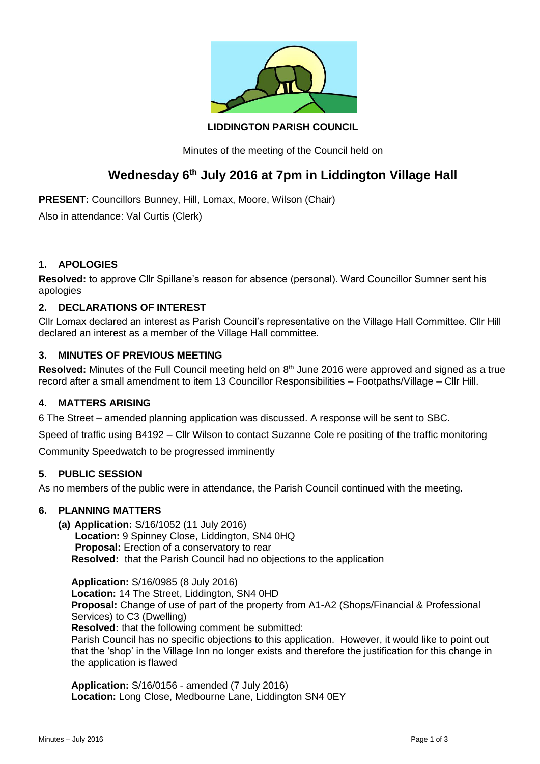**LIDDINGTON PARISH COUNCIL**

Minutes of the meeting of the Council held on

# Wednesday 6th July 2016 at 7pm in Liddington Village Hall

**PRESENT:** Councillors Bunney, Hill, Lomax, Moore, Wilson (Chair)

Also in attendance: Val Curtis (Clerk)

## 1. APOLOGIES

**Resolved:** to approve Cllr Spillane's reason for absence (personal). Ward Councillor Sumner sent his apologies

## 2. DECLARATIONS OF INTEREST

Cllr Lomax declared an interest as Parish Council's representative on the Village Hall Committee. Cllr Hill declared an interest as a member of the Village Hall committee.

## 3. MINUTES OF PREVIOUS MEETING

**Resolved:** Minutes of the Full Council meeting held on 8th June 2016 were approved and signed as a true record after a small amendment to item 13 Councillor Responsibilities – Footpaths/Village – Cllr Hill.

## 4. MATTERS ARISING

6 The Street – amended planning application was discussed. A response will be sent to SBC.

Speed of traffic using B4192 – Cllr Wilson to contact Suzanne Cole re positing of the traffic monitoring

Community Speedwatch to be progressed imminently

## 5. PUBLIC SESSION

As no members of the public were in attendance, the Parish Council continued with the meeting.

## 6. PLANNING MATTERS

**(a) Application:** S/16/1052 (11 July 2016)
**Location:** 9 Spinney Close, Liddington, SN4 0HQ
**Proposal:** Erection of a conservatory to rear
**Resolved:** that the Parish Council had no objections to the application

**Application:** S/16/0985 (8 July 2016)
**Location:** 14 The Street, Liddington, SN4 0HD
**Proposal:** Change of use of part of the property from A1-A2 (Shops/Financial & Professional Services) to C3 (Dwelling)
**Resolved:** that the following comment be submitted:
Parish Council has no specific objections to this application. However, it would like to point out that the 'shop' in the Village Inn no longer exists and therefore the justification for this change in the application is flawed

**Application:** S/16/0156 - amended (7 July 2016)
**Location:** Long Close, Medbourne Lane, Liddington SN4 0EY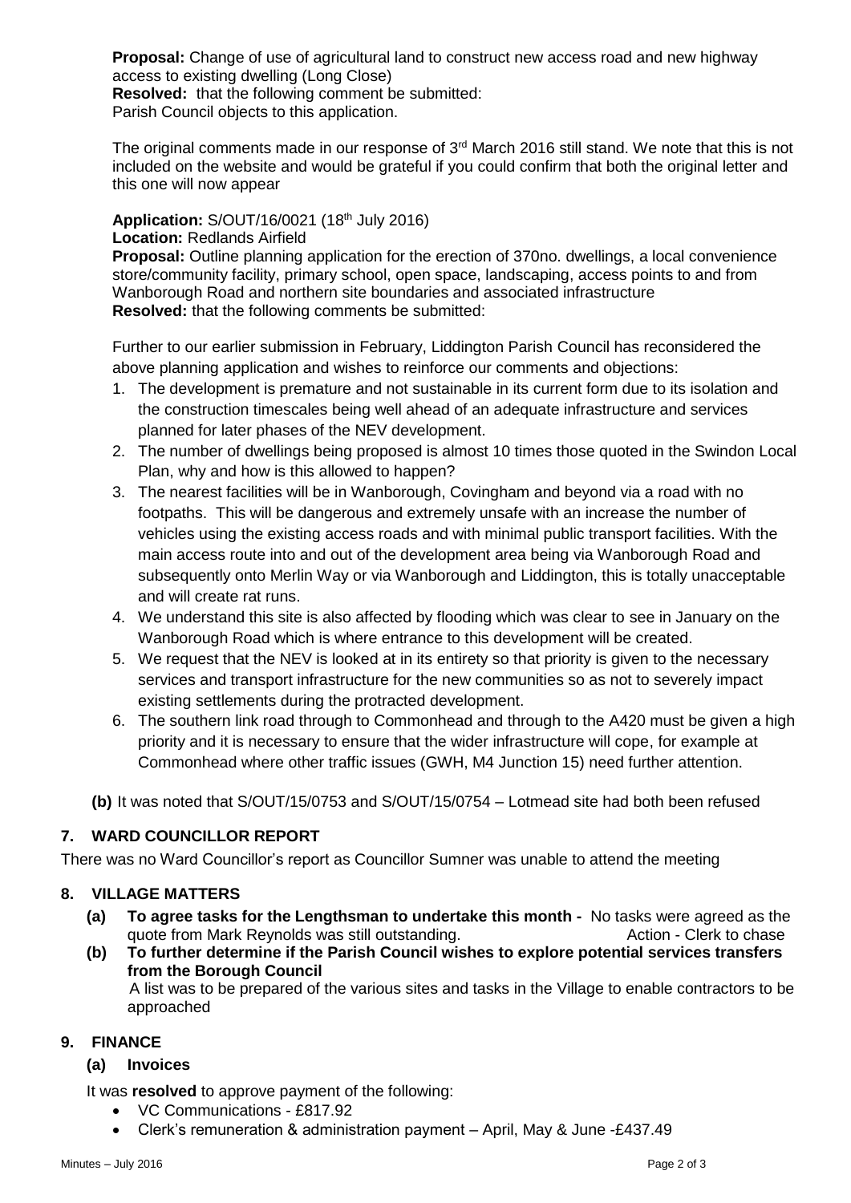**Proposal:** Change of use of agricultural land to construct new access road and new highway access to existing dwelling (Long Close)
**Resolved:** that the following comment be submitted:
Parish Council objects to this application.

The original comments made in our response of 3rd March 2016 still stand. We note that this is not included on the website and would be grateful if you could confirm that both the original letter and this one will now appear

**Application:** S/OUT/16/0021 (18th July 2016)
**Location:** Redlands Airfield
**Proposal:** Outline planning application for the erection of 370no. dwellings, a local convenience store/community facility, primary school, open space, landscaping, access points to and from Wanborough Road and northern site boundaries and associated infrastructure
**Resolved:** that the following comments be submitted:

Further to our earlier submission in February, Liddington Parish Council has reconsidered the above planning application and wishes to reinforce our comments and objections:

1. The development is premature and not sustainable in its current form due to its isolation and the construction timescales being well ahead of an adequate infrastructure and services planned for later phases of the NEV development.
2. The number of dwellings being proposed is almost 10 times those quoted in the Swindon Local Plan, why and how is this allowed to happen?
3. The nearest facilities will be in Wanborough, Covingham and beyond via a road with no footpaths. This will be dangerous and extremely unsafe with an increase the number of vehicles using the existing access roads and with minimal public transport facilities. With the main access route into and out of the development area being via Wanborough Road and subsequently onto Merlin Way or via Wanborough and Liddington, this is totally unacceptable and will create rat runs.
4. We understand this site is also affected by flooding which was clear to see in January on the Wanborough Road which is where entrance to this development will be created.
5. We request that the NEV is looked at in its entirety so that priority is given to the necessary services and transport infrastructure for the new communities so as not to severely impact existing settlements during the protracted development.
6. The southern link road through to Commonhead and through to the A420 must be given a high priority and it is necessary to ensure that the wider infrastructure will cope, for example at Commonhead where other traffic issues (GWH, M4 Junction 15) need further attention.

**(b)** It was noted that S/OUT/15/0753 and S/OUT/15/0754 – Lotmead site had both been refused

## 7. WARD COUNCILLOR REPORT

There was no Ward Councillor's report as Councillor Sumner was unable to attend the meeting

## 8. VILLAGE MATTERS

**(a) To agree tasks for the Lengthsman to undertake this month -** No tasks were agreed as the quote from Mark Reynolds was still outstanding. Action - Clerk to chase

**(b) To further determine if the Parish Council wishes to explore potential services transfers from the Borough Council**
A list was to be prepared of the various sites and tasks in the Village to enable contractors to be approached

## 9. FINANCE

### (a) Invoices

It was **resolved** to approve payment of the following:

- VC Communications - £817.92
- Clerk's remuneration & administration payment – April, May & June -£437.49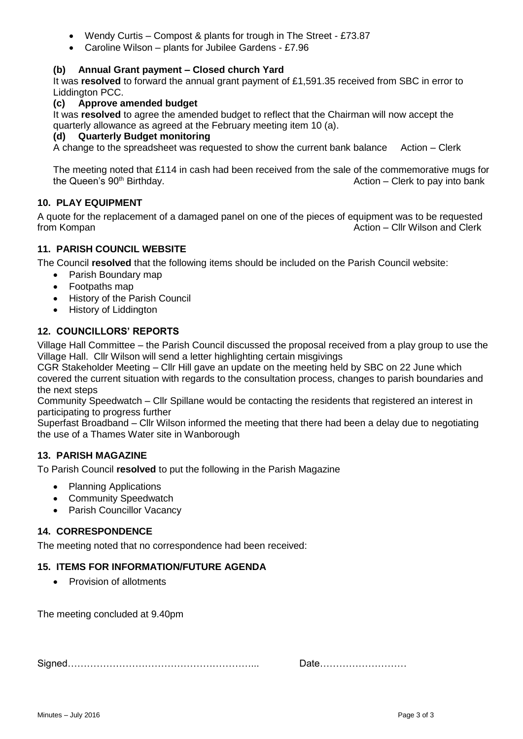- Wendy Curtis – Compost & plants for trough in The Street - £73.87
- Caroline Wilson – plants for Jubilee Gardens - £7.96

### (b) Annual Grant payment – Closed church Yard

It was **resolved** to forward the annual grant payment of £1,591.35 received from SBC in error to Liddington PCC.

### (c) Approve amended budget

It was **resolved** to agree the amended budget to reflect that the Chairman will now accept the quarterly allowance as agreed at the February meeting item 10 (a).

### (d) Quarterly Budget monitoring

A change to the spreadsheet was requested to show the current bank balance Action – Clerk

The meeting noted that £114 in cash had been received from the sale of the commemorative mugs for the Queen's 90th Birthday. Action – Clerk to pay into bank

## 10. PLAY EQUIPMENT

A quote for the replacement of a damaged panel on one of the pieces of equipment was to be requested from Kompan Action – Cllr Wilson and Clerk

## 11. PARISH COUNCIL WEBSITE

The Council **resolved** that the following items should be included on the Parish Council website:

- Parish Boundary map
- Footpaths map
- History of the Parish Council
- History of Liddington

## 12. COUNCILLORS' REPORTS

Village Hall Committee – the Parish Council discussed the proposal received from a play group to use the Village Hall. Cllr Wilson will send a letter highlighting certain misgivings

CGR Stakeholder Meeting – Cllr Hill gave an update on the meeting held by SBC on 22 June which covered the current situation with regards to the consultation process, changes to parish boundaries and the next steps

Community Speedwatch – Cllr Spillane would be contacting the residents that registered an interest in participating to progress further

Superfast Broadband – Cllr Wilson informed the meeting that there had been a delay due to negotiating the use of a Thames Water site in Wanborough

## 13. PARISH MAGAZINE

To Parish Council **resolved** to put the following in the Parish Magazine

- Planning Applications
- Community Speedwatch
- Parish Councillor Vacancy

## 14. CORRESPONDENCE

The meeting noted that no correspondence had been received:

## 15. ITEMS FOR INFORMATION/FUTURE AGENDA

- Provision of allotments

The meeting concluded at 9.40pm

Signed………………………………………….………... Date………………………